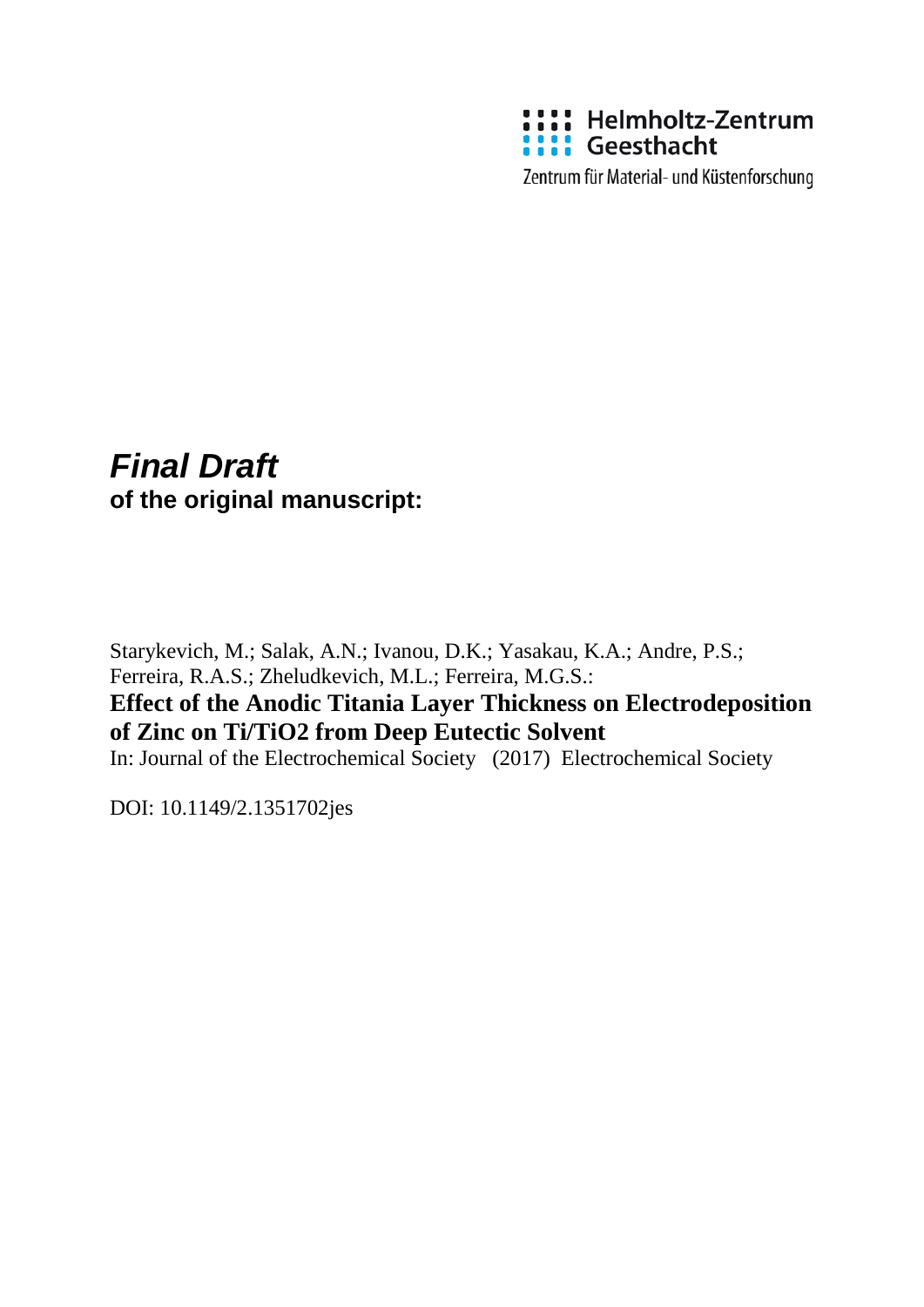Helmholtz-Zentrum Geesthacht

Zentrum für Material- und Küstenforschung

# *Final Draft*

**of the original manuscript:**

Starykevich, M.; Salak, A.N.; Ivanou, D.K.; Yasakau, K.A.; Andre, P.S.; Ferreira, R.A.S.; Zheludkevich, M.L.; Ferreira, M.G.S.:

**Effect of the Anodic Titania Layer Thickness on Electrodeposition of Zinc on Ti/TiO2 from Deep Eutectic Solvent**

In: Journal of the Electrochemical Society (2017) Electrochemical Society

DOI: 10.1149/2.1351702jes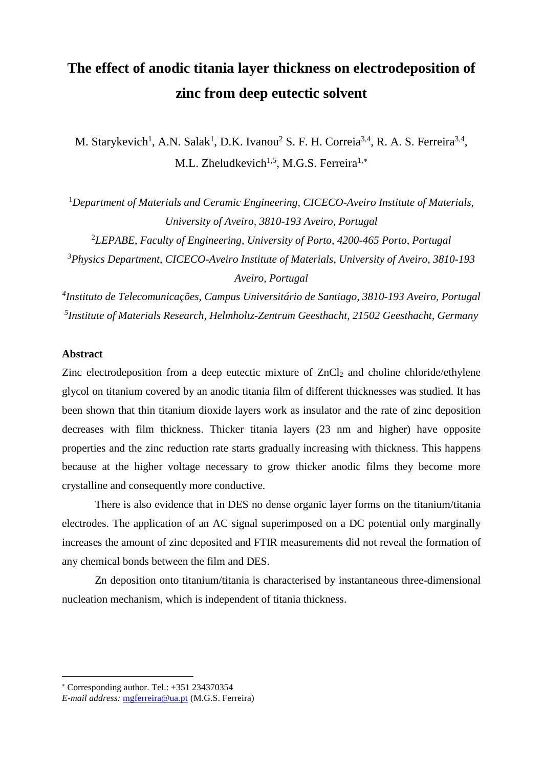# The effect of anodic titania layer thickness on electrodeposition of zinc from deep eutectic solvent

M. Starykevich[1], A.N. Salak[1], D.K. Ivanou[2] S. F. H. Correia[3,4], R. A. S. Ferreira[3,4], M.L. Zheludkevich[1,5], M.G.S. Ferreira[1,*]

[1]*Department of Materials and Ceramic Engineering, CICECO-Aveiro Institute of Materials, University of Aveiro, 3810-193 Aveiro, Portugal*

[2]*LEPABE, Faculty of Engineering, University of Porto, 4200-465 Porto, Portugal*

[3]*Physics Department, CICECO-Aveiro Institute of Materials, University of Aveiro, 3810-193 Aveiro, Portugal*

[4]*Instituto de Telecomunicações, Campus Universitário de Santiago, 3810-193 Aveiro, Portugal*

[5]*Institute of Materials Research, Helmholtz-Zentrum Geesthacht, 21502 Geesthacht, Germany*

**Abstract**

Zinc electrodeposition from a deep eutectic mixture of $ZnCl_2$ and choline chloride/ethylene glycol on titanium covered by an anodic titania film of different thicknesses was studied. It has been shown that thin titanium dioxide layers work as insulator and the rate of zinc deposition decreases with film thickness. Thicker titania layers (23 nm and higher) have opposite properties and the zinc reduction rate starts gradually increasing with thickness. This happens because at the higher voltage necessary to grow thicker anodic films they become more crystalline and consequently more conductive.

There is also evidence that in DES no dense organic layer forms on the titanium/titania electrodes. The application of an AC signal superimposed on a DC potential only marginally increases the amount of zinc deposited and FTIR measurements did not reveal the formation of any chemical bonds between the film and DES.

Zn deposition onto titanium/titania is characterised by instantaneous three-dimensional nucleation mechanism, which is independent of titania thickness.

[*] Corresponding author. Tel.: +351 234370354
*E-mail address:* mgferreira@ua.pt (M.G.S. Ferreira)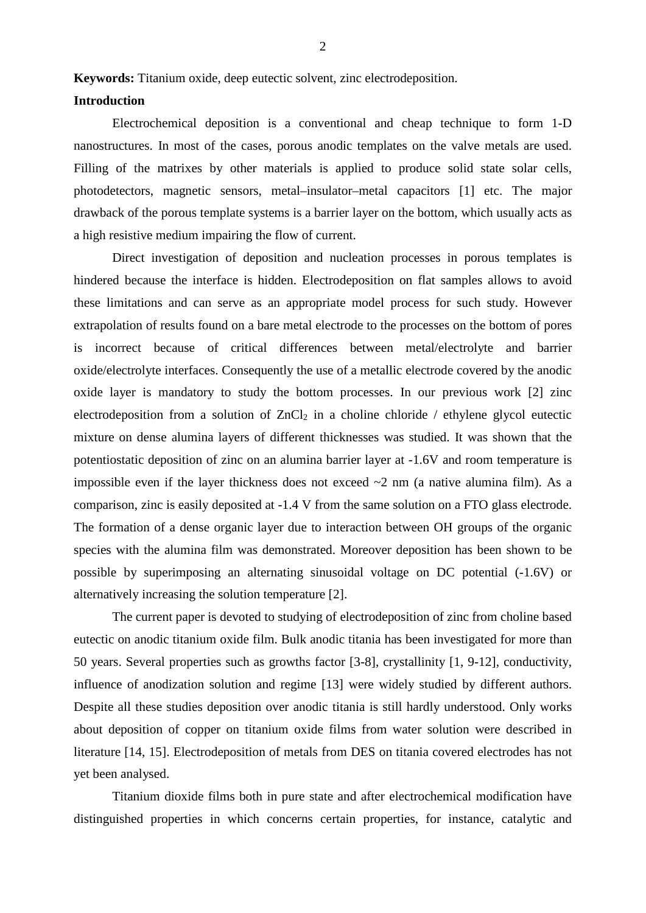**Keywords:** Titanium oxide, deep eutectic solvent, zinc electrodeposition.

**Introduction**

Electrochemical deposition is a conventional and cheap technique to form 1-D nanostructures. In most of the cases, porous anodic templates on the valve metals are used. Filling of the matrixes by other materials is applied to produce solid state solar cells, photodetectors, magnetic sensors, metal–insulator–metal capacitors [1] etc. The major drawback of the porous template systems is a barrier layer on the bottom, which usually acts as a high resistive medium impairing the flow of current.

Direct investigation of deposition and nucleation processes in porous templates is hindered because the interface is hidden. Electrodeposition on flat samples allows to avoid these limitations and can serve as an appropriate model process for such study. However extrapolation of results found on a bare metal electrode to the processes on the bottom of pores is incorrect because of critical differences between metal/electrolyte and barrier oxide/electrolyte interfaces. Consequently the use of a metallic electrode covered by the anodic oxide layer is mandatory to study the bottom processes. In our previous work [2] zinc electrodeposition from a solution of $ZnCl_2$ in a choline chloride / ethylene glycol eutectic mixture on dense alumina layers of different thicknesses was studied. It was shown that the potentiostatic deposition of zinc on an alumina barrier layer at -1.6V and room temperature is impossible even if the layer thickness does not exceed ~2 nm (a native alumina film). As a comparison, zinc is easily deposited at -1.4 V from the same solution on a FTO glass electrode. The formation of a dense organic layer due to interaction between OH groups of the organic species with the alumina film was demonstrated. Moreover deposition has been shown to be possible by superimposing an alternating sinusoidal voltage on DC potential (-1.6V) or alternatively increasing the solution temperature [2].

The current paper is devoted to studying of electrodeposition of zinc from choline based eutectic on anodic titanium oxide film. Bulk anodic titania has been investigated for more than 50 years. Several properties such as growths factor [3-8], crystallinity [1, 9-12], conductivity, influence of anodization solution and regime [13] were widely studied by different authors. Despite all these studies deposition over anodic titania is still hardly understood. Only works about deposition of copper on titanium oxide films from water solution were described in literature [14, 15]. Electrodeposition of metals from DES on titania covered electrodes has not yet been analysed.

Titanium dioxide films both in pure state and after electrochemical modification have distinguished properties in which concerns certain properties, for instance, catalytic and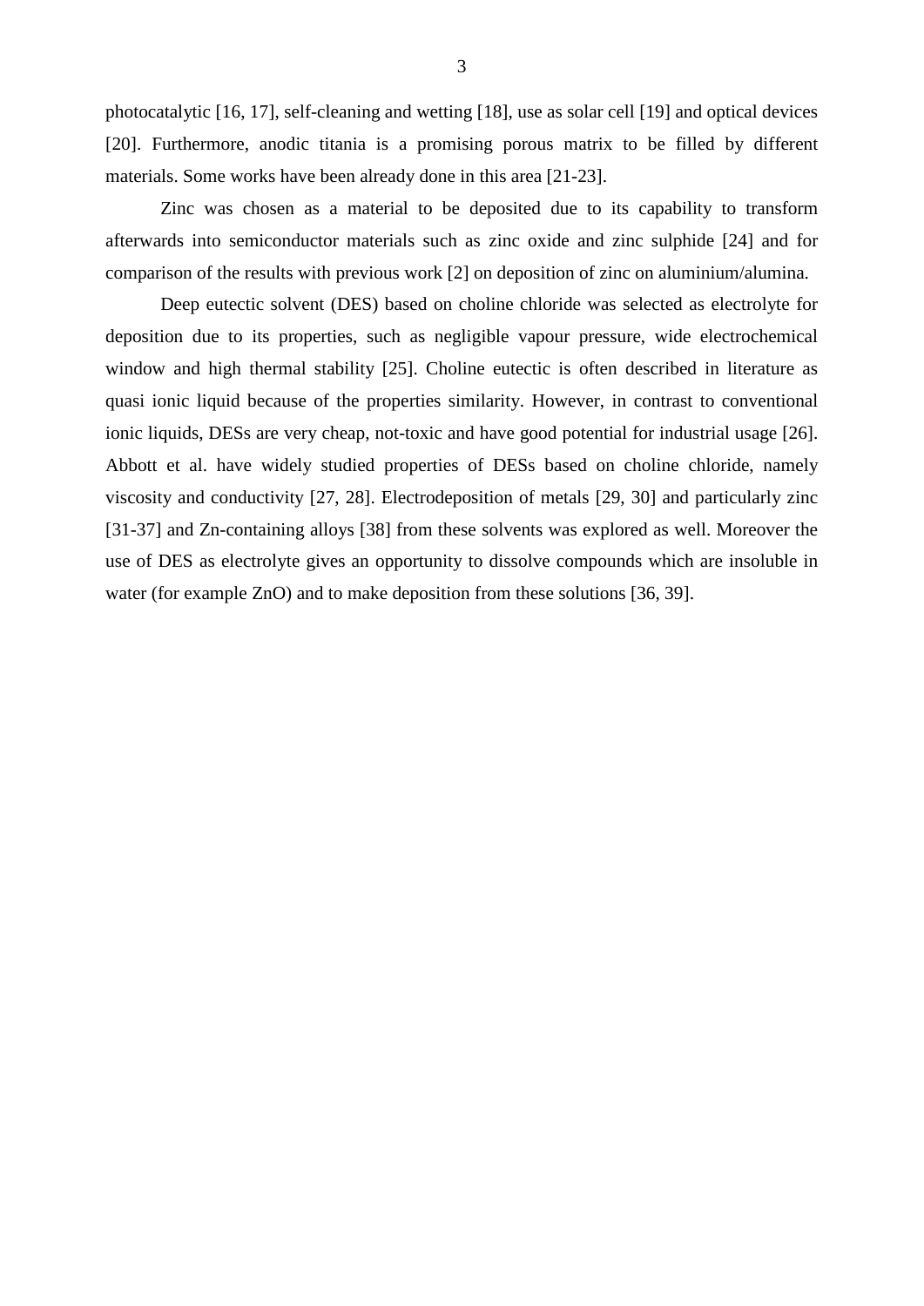photocatalytic [16, 17], self-cleaning and wetting [18], use as solar cell [19] and optical devices [20]. Furthermore, anodic titania is a promising porous matrix to be filled by different materials. Some works have been already done in this area [21-23].

Zinc was chosen as a material to be deposited due to its capability to transform afterwards into semiconductor materials such as zinc oxide and zinc sulphide [24] and for comparison of the results with previous work [2] on deposition of zinc on aluminium/alumina.

Deep eutectic solvent (DES) based on choline chloride was selected as electrolyte for deposition due to its properties, such as negligible vapour pressure, wide electrochemical window and high thermal stability [25]. Choline eutectic is often described in literature as quasi ionic liquid because of the properties similarity. However, in contrast to conventional ionic liquids, DESs are very cheap, not-toxic and have good potential for industrial usage [26]. Abbott et al. have widely studied properties of DESs based on choline chloride, namely viscosity and conductivity [27, 28]. Electrodeposition of metals [29, 30] and particularly zinc [31-37] and Zn-containing alloys [38] from these solvents was explored as well. Moreover the use of DES as electrolyte gives an opportunity to dissolve compounds which are insoluble in water (for example ZnO) and to make deposition from these solutions [36, 39].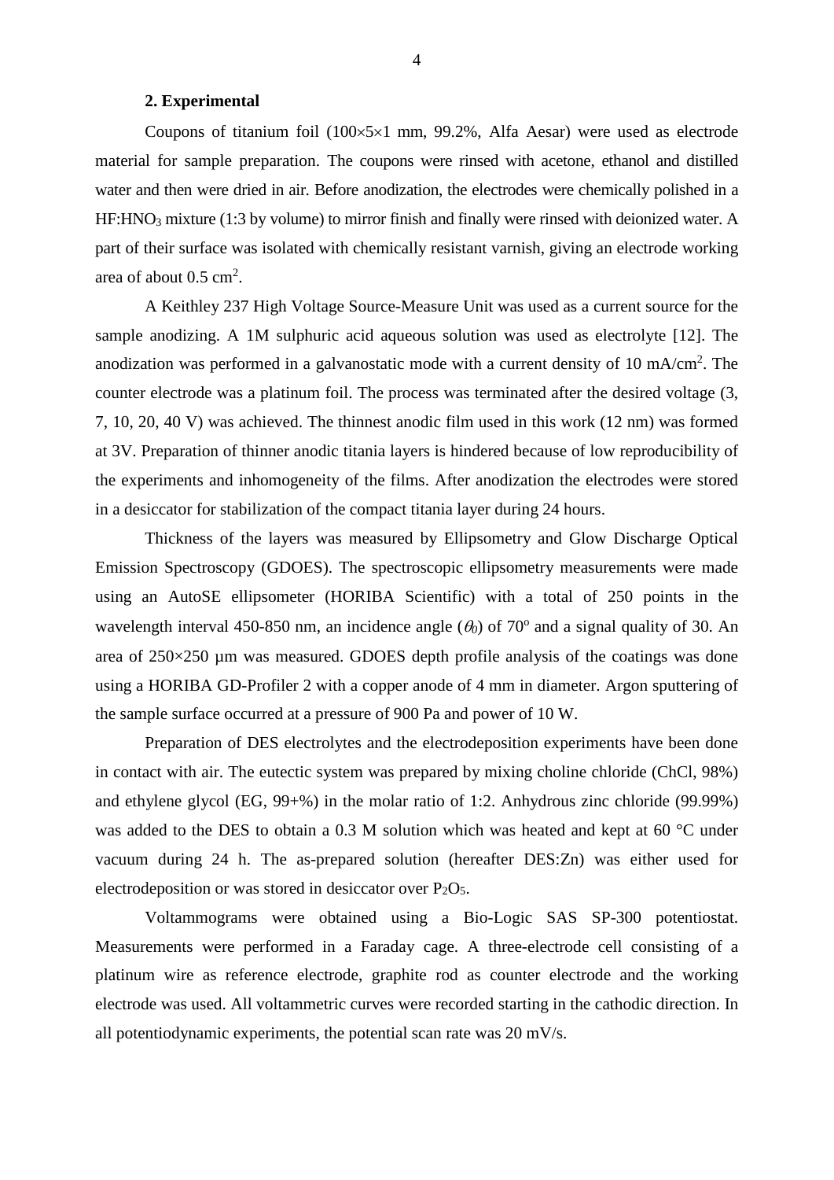## 2. Experimental

Coupons of titanium foil (100×5×1 mm, 99.2%, Alfa Aesar) were used as electrode material for sample preparation. The coupons were rinsed with acetone, ethanol and distilled water and then were dried in air. Before anodization, the electrodes were chemically polished in a $HF:HNO_3$ mixture (1:3 by volume) to mirror finish and finally were rinsed with deionized water. A part of their surface was isolated with chemically resistant varnish, giving an electrode working area of about 0.5 $cm^2$.

A Keithley 237 High Voltage Source-Measure Unit was used as a current source for the sample anodizing. A 1M sulphuric acid aqueous solution was used as electrolyte [12]. The anodization was performed in a galvanostatic mode with a current density of 10 $mA/cm^2$. The counter electrode was a platinum foil. The process was terminated after the desired voltage (3, 7, 10, 20, 40 V) was achieved. The thinnest anodic film used in this work (12 nm) was formed at 3V. Preparation of thinner anodic titania layers is hindered because of low reproducibility of the experiments and inhomogeneity of the films. After anodization the electrodes were stored in a desiccator for stabilization of the compact titania layer during 24 hours.

Thickness of the layers was measured by Ellipsometry and Glow Discharge Optical Emission Spectroscopy (GDOES). The spectroscopic ellipsometry measurements were made using an AutoSE ellipsometer (HORIBA Scientific) with a total of 250 points in the wavelength interval 450-850 nm, an incidence angle ($\theta_0$) of 70° and a signal quality of 30. An area of 250×250 µm was measured. GDOES depth profile analysis of the coatings was done using a HORIBA GD-Profiler 2 with a copper anode of 4 mm in diameter. Argon sputtering of the sample surface occurred at a pressure of 900 Pa and power of 10 W.

Preparation of DES electrolytes and the electrodeposition experiments have been done in contact with air. The eutectic system was prepared by mixing choline chloride (ChCl, 98%) and ethylene glycol (EG, 99+%) in the molar ratio of 1:2. Anhydrous zinc chloride (99.99%) was added to the DES to obtain a 0.3 M solution which was heated and kept at 60 °C under vacuum during 24 h. The as-prepared solution (hereafter DES:Zn) was either used for electrodeposition or was stored in desiccator over $P_2O_5$.

Voltammograms were obtained using a Bio-Logic SAS SP-300 potentiostat. Measurements were performed in a Faraday cage. A three-electrode cell consisting of a platinum wire as reference electrode, graphite rod as counter electrode and the working electrode was used. All voltammetric curves were recorded starting in the cathodic direction. In all potentiodynamic experiments, the potential scan rate was 20 mV/s.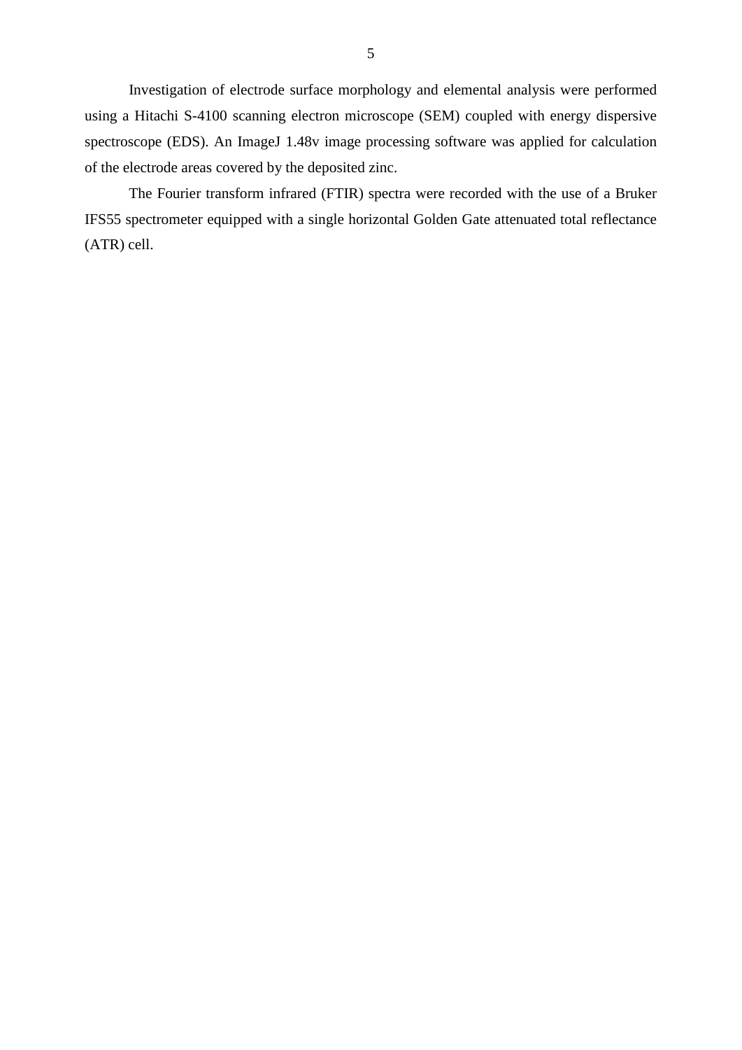Investigation of electrode surface morphology and elemental analysis were performed using a Hitachi S-4100 scanning electron microscope (SEM) coupled with energy dispersive spectroscope (EDS). An ImageJ 1.48v image processing software was applied for calculation of the electrode areas covered by the deposited zinc.

The Fourier transform infrared (FTIR) spectra were recorded with the use of a Bruker IFS55 spectrometer equipped with a single horizontal Golden Gate attenuated total reflectance (ATR) cell.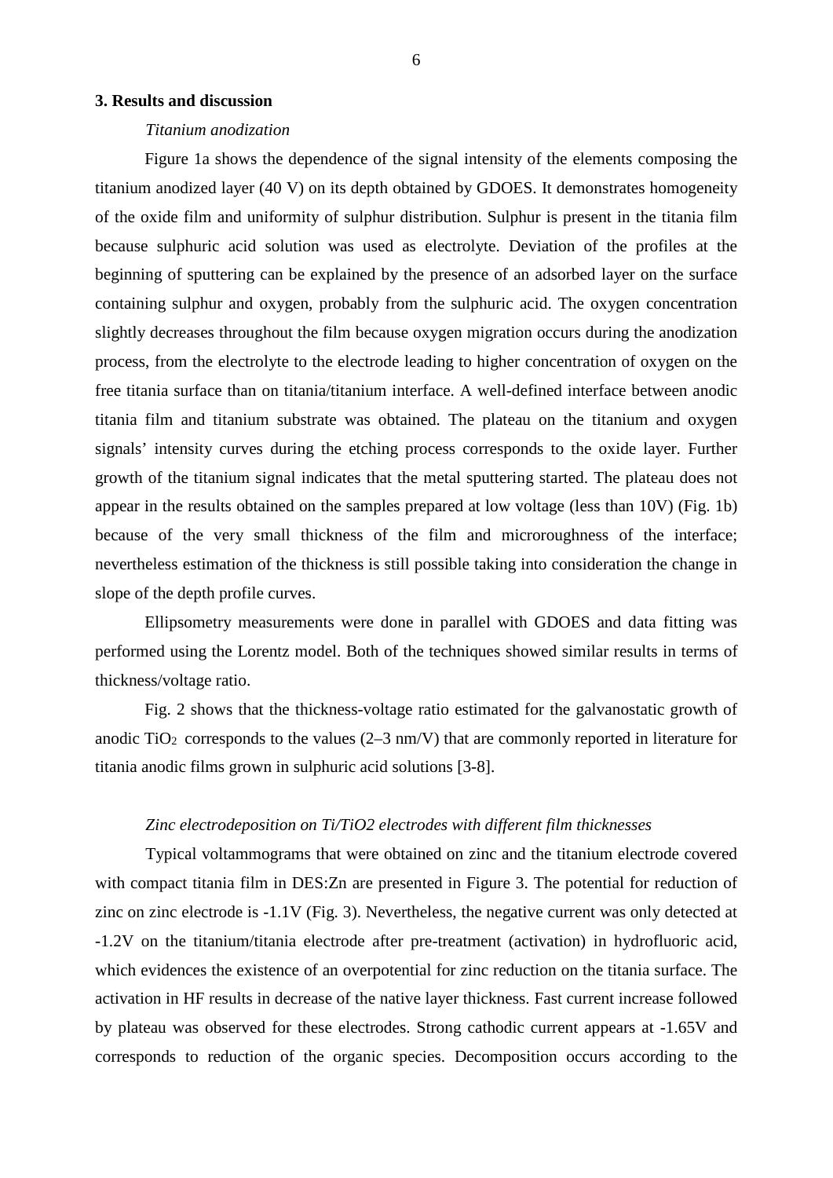## 3. Results and discussion

*Titanium anodization*

Figure 1a shows the dependence of the signal intensity of the elements composing the titanium anodized layer (40 V) on its depth obtained by GDOES. It demonstrates homogeneity of the oxide film and uniformity of sulphur distribution. Sulphur is present in the titania film because sulphuric acid solution was used as electrolyte. Deviation of the profiles at the beginning of sputtering can be explained by the presence of an adsorbed layer on the surface containing sulphur and oxygen, probably from the sulphuric acid. The oxygen concentration slightly decreases throughout the film because oxygen migration occurs during the anodization process, from the electrolyte to the electrode leading to higher concentration of oxygen on the free titania surface than on titania/titanium interface. A well-defined interface between anodic titania film and titanium substrate was obtained. The plateau on the titanium and oxygen signals' intensity curves during the etching process corresponds to the oxide layer. Further growth of the titanium signal indicates that the metal sputtering started. The plateau does not appear in the results obtained on the samples prepared at low voltage (less than 10V) (Fig. 1b) because of the very small thickness of the film and microroughness of the interface; nevertheless estimation of the thickness is still possible taking into consideration the change in slope of the depth profile curves.

Ellipsometry measurements were done in parallel with GDOES and data fitting was performed using the Lorentz model. Both of the techniques showed similar results in terms of thickness/voltage ratio.

Fig. 2 shows that the thickness-voltage ratio estimated for the galvanostatic growth of anodic $TiO_2$ corresponds to the values (2–3 nm/V) that are commonly reported in literature for titania anodic films grown in sulphuric acid solutions [3-8].

*Zinc electrodeposition on Ti/TiO2 electrodes with different film thicknesses*

Typical voltammograms that were obtained on zinc and the titanium electrode covered with compact titania film in DES:Zn are presented in Figure 3. The potential for reduction of zinc on zinc electrode is -1.1V (Fig. 3). Nevertheless, the negative current was only detected at -1.2V on the titanium/titania electrode after pre-treatment (activation) in hydrofluoric acid, which evidences the existence of an overpotential for zinc reduction on the titania surface. The activation in HF results in decrease of the native layer thickness. Fast current increase followed by plateau was observed for these electrodes. Strong cathodic current appears at -1.65V and corresponds to reduction of the organic species. Decomposition occurs according to the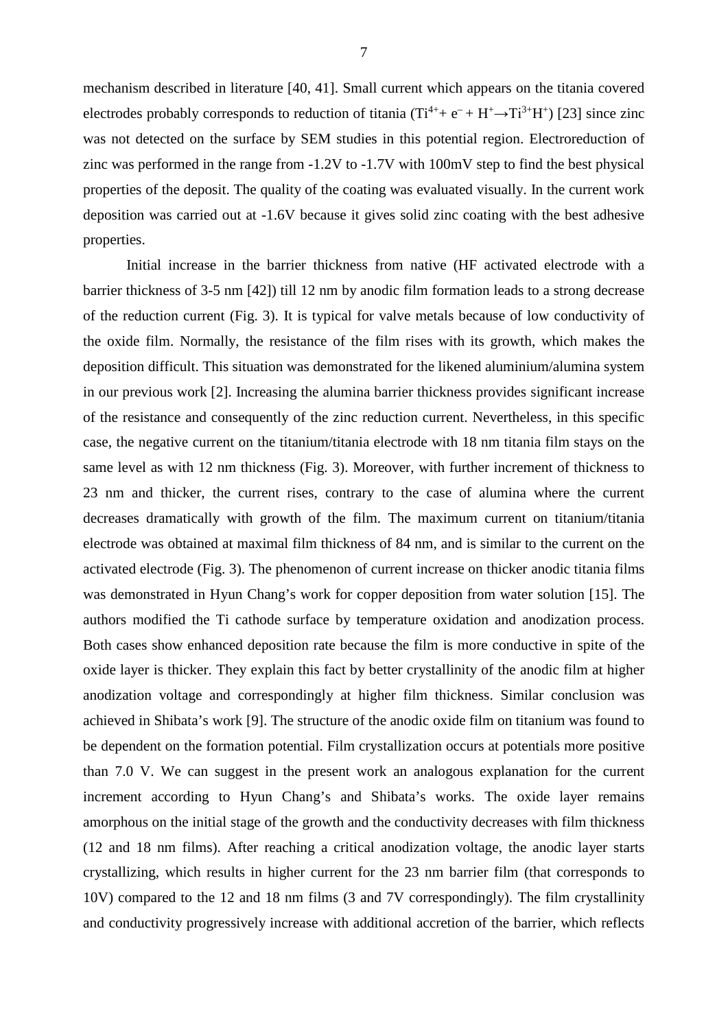mechanism described in literature [40, 41]. Small current which appears on the titania covered electrodes probably corresponds to reduction of titania ($Ti^{4+} + e^{-} + H^{+} \rightarrow Ti^{3+}H^{+}$) [23] since zinc was not detected on the surface by SEM studies in this potential region. Electroreduction of zinc was performed in the range from -1.2V to -1.7V with 100mV step to find the best physical properties of the deposit. The quality of the coating was evaluated visually. In the current work deposition was carried out at -1.6V because it gives solid zinc coating with the best adhesive properties.

Initial increase in the barrier thickness from native (HF activated electrode with a barrier thickness of 3-5 nm [42]) till 12 nm by anodic film formation leads to a strong decrease of the reduction current (Fig. 3). It is typical for valve metals because of low conductivity of the oxide film. Normally, the resistance of the film rises with its growth, which makes the deposition difficult. This situation was demonstrated for the likened aluminium/alumina system in our previous work [2]. Increasing the alumina barrier thickness provides significant increase of the resistance and consequently of the zinc reduction current. Nevertheless, in this specific case, the negative current on the titanium/titania electrode with 18 nm titania film stays on the same level as with 12 nm thickness (Fig. 3). Moreover, with further increment of thickness to 23 nm and thicker, the current rises, contrary to the case of alumina where the current decreases dramatically with growth of the film. The maximum current on titanium/titania electrode was obtained at maximal film thickness of 84 nm, and is similar to the current on the activated electrode (Fig. 3). The phenomenon of current increase on thicker anodic titania films was demonstrated in Hyun Chang's work for copper deposition from water solution [15]. The authors modified the Ti cathode surface by temperature oxidation and anodization process. Both cases show enhanced deposition rate because the film is more conductive in spite of the oxide layer is thicker. They explain this fact by better crystallinity of the anodic film at higher anodization voltage and correspondingly at higher film thickness. Similar conclusion was achieved in Shibata's work [9]. The structure of the anodic oxide film on titanium was found to be dependent on the formation potential. Film crystallization occurs at potentials more positive than 7.0 V. We can suggest in the present work an analogous explanation for the current increment according to Hyun Chang's and Shibata's works. The oxide layer remains amorphous on the initial stage of the growth and the conductivity decreases with film thickness (12 and 18 nm films). After reaching a critical anodization voltage, the anodic layer starts crystallizing, which results in higher current for the 23 nm barrier film (that corresponds to 10V) compared to the 12 and 18 nm films (3 and 7V correspondingly). The film crystallinity and conductivity progressively increase with additional accretion of the barrier, which reflects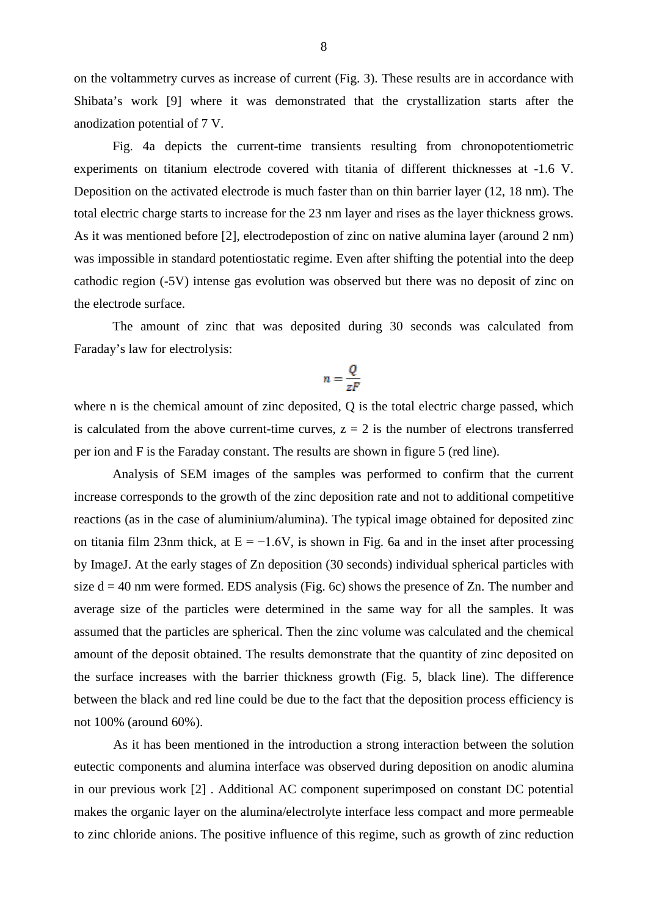on the voltammetry curves as increase of current (Fig. 3). These results are in accordance with Shibata's work [9] where it was demonstrated that the crystallization starts after the anodization potential of 7 V.

Fig. 4a depicts the current-time transients resulting from chronopotentiometric experiments on titanium electrode covered with titania of different thicknesses at -1.6 V. Deposition on the activated electrode is much faster than on thin barrier layer (12, 18 nm). The total electric charge starts to increase for the 23 nm layer and rises as the layer thickness grows. As it was mentioned before [2], electrodepostion of zinc on native alumina layer (around 2 nm) was impossible in standard potentiostatic regime. Even after shifting the potential into the deep cathodic region (-5V) intense gas evolution was observed but there was no deposit of zinc on the electrode surface.

The amount of zinc that was deposited during 30 seconds was calculated from Faraday's law for electrolysis:

$$n = \frac{Q}{zF}$$

where n is the chemical amount of zinc deposited, Q is the total electric charge passed, which is calculated from the above current-time curves, $z = 2$ is the number of electrons transferred per ion and F is the Faraday constant. The results are shown in figure 5 (red line).

Analysis of SEM images of the samples was performed to confirm that the current increase corresponds to the growth of the zinc deposition rate and not to additional competitive reactions (as in the case of aluminium/alumina). The typical image obtained for deposited zinc on titania film 23nm thick, at $E = -1.6$V, is shown in Fig. 6a and in the inset after processing by ImageJ. At the early stages of Zn deposition (30 seconds) individual spherical particles with size $d = 40$ nm were formed. EDS analysis (Fig. 6c) shows the presence of Zn. The number and average size of the particles were determined in the same way for all the samples. It was assumed that the particles are spherical. Then the zinc volume was calculated and the chemical amount of the deposit obtained. The results demonstrate that the quantity of zinc deposited on the surface increases with the barrier thickness growth (Fig. 5, black line). The difference between the black and red line could be due to the fact that the deposition process efficiency is not 100% (around 60%).

As it has been mentioned in the introduction a strong interaction between the solution eutectic components and alumina interface was observed during deposition on anodic alumina in our previous work [2] . Additional AC component superimposed on constant DC potential makes the organic layer on the alumina/electrolyte interface less compact and more permeable to zinc chloride anions. The positive influence of this regime, such as growth of zinc reduction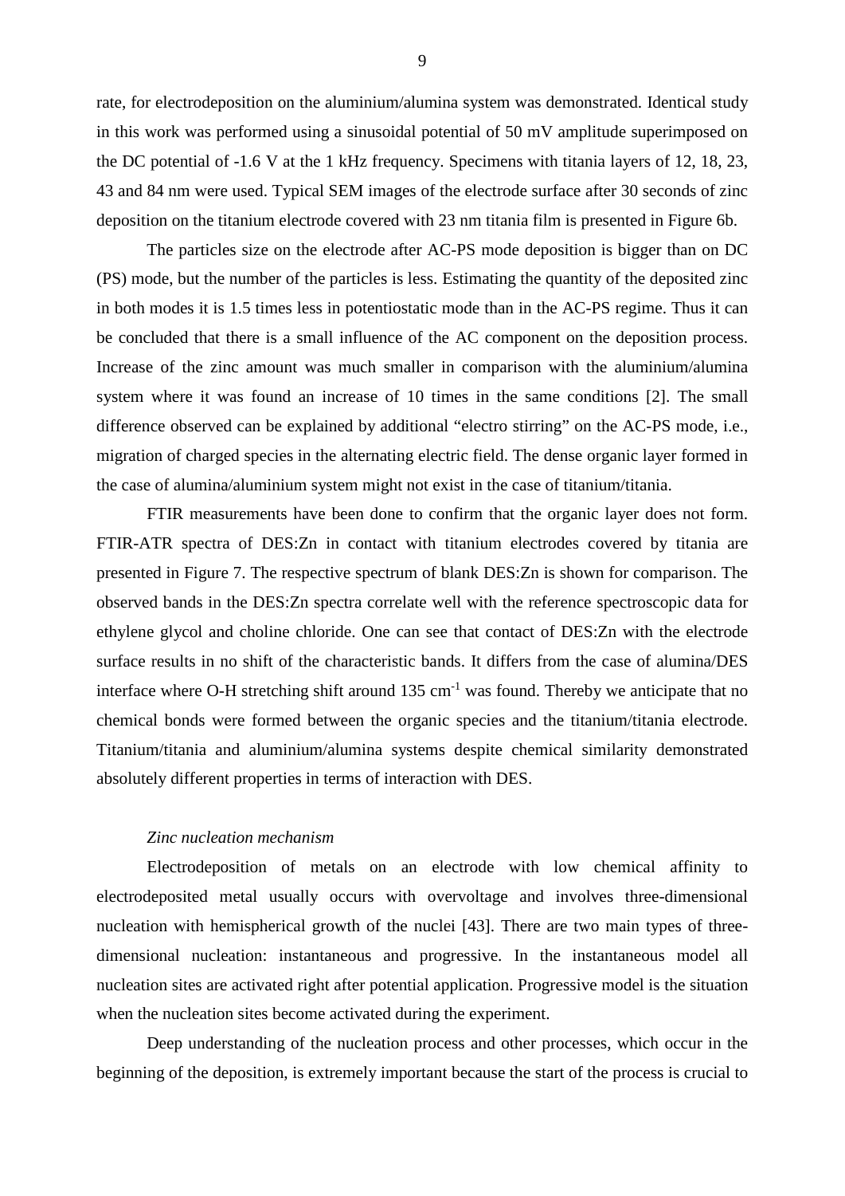rate, for electrodeposition on the aluminium/alumina system was demonstrated. Identical study in this work was performed using a sinusoidal potential of 50 mV amplitude superimposed on the DC potential of -1.6 V at the 1 kHz frequency. Specimens with titania layers of 12, 18, 23, 43 and 84 nm were used. Typical SEM images of the electrode surface after 30 seconds of zinc deposition on the titanium electrode covered with 23 nm titania film is presented in Figure 6b.

The particles size on the electrode after AC-PS mode deposition is bigger than on DC (PS) mode, but the number of the particles is less. Estimating the quantity of the deposited zinc in both modes it is 1.5 times less in potentiostatic mode than in the AC-PS regime. Thus it can be concluded that there is a small influence of the AC component on the deposition process. Increase of the zinc amount was much smaller in comparison with the aluminium/alumina system where it was found an increase of 10 times in the same conditions [2]. The small difference observed can be explained by additional "electro stirring" on the AC-PS mode, i.e., migration of charged species in the alternating electric field. The dense organic layer formed in the case of alumina/aluminium system might not exist in the case of titanium/titania.

FTIR measurements have been done to confirm that the organic layer does not form. FTIR-ATR spectra of DES:Zn in contact with titanium electrodes covered by titania are presented in Figure 7. The respective spectrum of blank DES:Zn is shown for comparison. The observed bands in the DES:Zn spectra correlate well with the reference spectroscopic data for ethylene glycol and choline chloride. One can see that contact of DES:Zn with the electrode surface results in no shift of the characteristic bands. It differs from the case of alumina/DES interface where O-H stretching shift around 135 $cm^{-1}$ was found. Thereby we anticipate that no chemical bonds were formed between the organic species and the titanium/titania electrode. Titanium/titania and aluminium/alumina systems despite chemical similarity demonstrated absolutely different properties in terms of interaction with DES.

*Zinc nucleation mechanism*

Electrodeposition of metals on an electrode with low chemical affinity to electrodeposited metal usually occurs with overvoltage and involves three-dimensional nucleation with hemispherical growth of the nuclei [43]. There are two main types of three-dimensional nucleation: instantaneous and progressive. In the instantaneous model all nucleation sites are activated right after potential application. Progressive model is the situation when the nucleation sites become activated during the experiment.

Deep understanding of the nucleation process and other processes, which occur in the beginning of the deposition, is extremely important because the start of the process is crucial to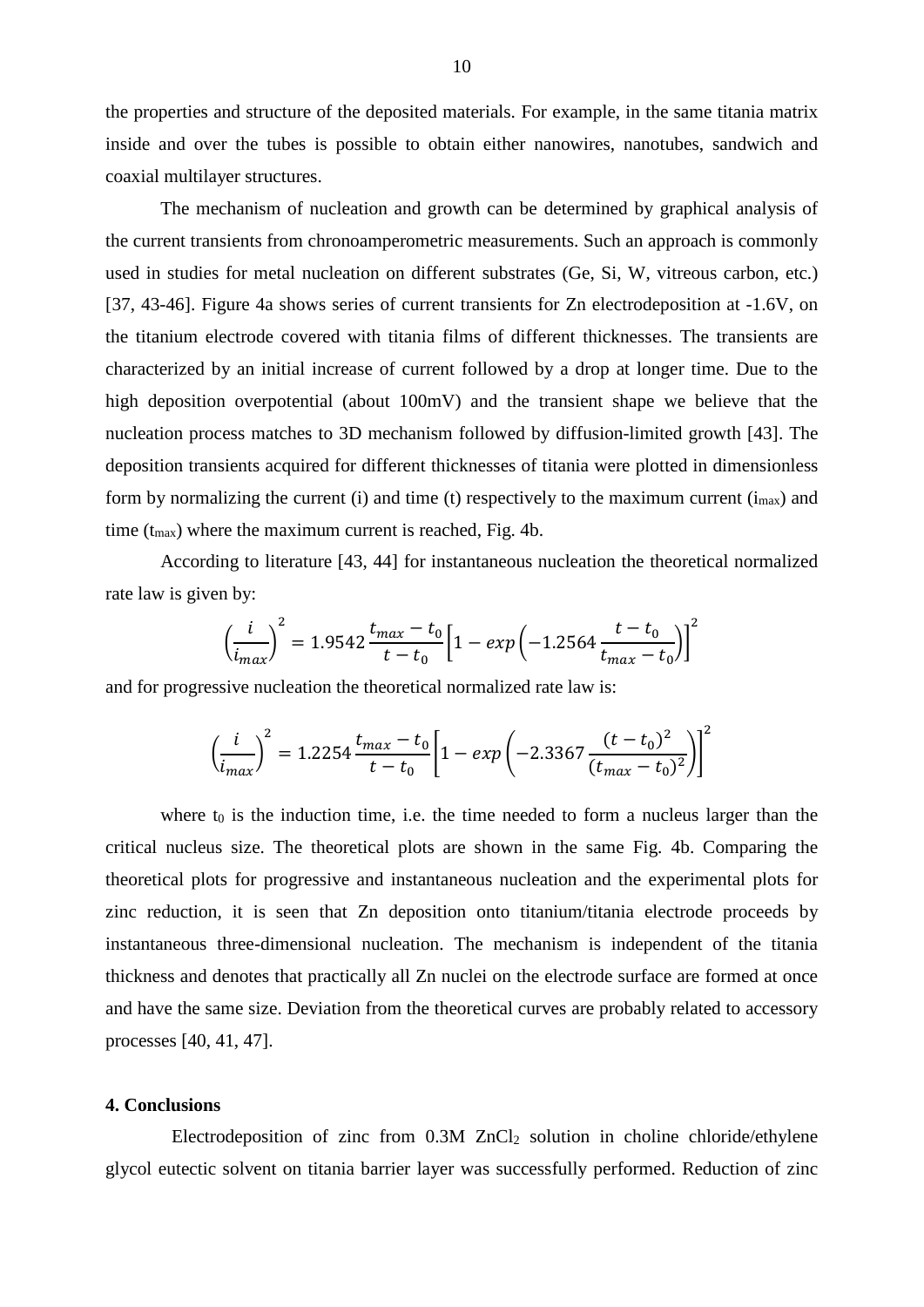the properties and structure of the deposited materials. For example, in the same titania matrix inside and over the tubes is possible to obtain either nanowires, nanotubes, sandwich and coaxial multilayer structures.

The mechanism of nucleation and growth can be determined by graphical analysis of the current transients from chronoamperometric measurements. Such an approach is commonly used in studies for metal nucleation on different substrates (Ge, Si, W, vitreous carbon, etc.) [37, 43-46]. Figure 4a shows series of current transients for Zn electrodeposition at -1.6V, on the titanium electrode covered with titania films of different thicknesses. The transients are characterized by an initial increase of current followed by a drop at longer time. Due to the high deposition overpotential (about 100mV) and the transient shape we believe that the nucleation process matches to 3D mechanism followed by diffusion-limited growth [43]. The deposition transients acquired for different thicknesses of titania were plotted in dimensionless form by normalizing the current (i) and time (t) respectively to the maximum current ($i_{max}$) and time ($t_{max}$) where the maximum current is reached, Fig. 4b.

According to literature [43, 44] for instantaneous nucleation the theoretical normalized rate law is given by:

$$\left(\frac{i}{i_{max}}\right)^2 = 1.9542\,\frac{t_{max} - t_0}{t - t_0}\left[1 - exp\left(-1.2564\,\frac{t - t_0}{t_{max} - t_0}\right)\right]^2$$

and for progressive nucleation the theoretical normalized rate law is:

$$\left(\frac{i}{i_{max}}\right)^2 = 1.2254\,\frac{t_{max} - t_0}{t - t_0}\left[1 - exp\left(-2.3367\,\frac{(t - t_0)^2}{(t_{max} - t_0)^2}\right)\right]^2$$

where $t_0$ is the induction time, i.e. the time needed to form a nucleus larger than the critical nucleus size. The theoretical plots are shown in the same Fig. 4b. Comparing the theoretical plots for progressive and instantaneous nucleation and the experimental plots for zinc reduction, it is seen that Zn deposition onto titanium/titania electrode proceeds by instantaneous three-dimensional nucleation. The mechanism is independent of the titania thickness and denotes that practically all Zn nuclei on the electrode surface are formed at once and have the same size. Deviation from the theoretical curves are probably related to accessory processes [40, 41, 47].

## 4. Conclusions

Electrodeposition of zinc from 0.3M $ZnCl_2$ solution in choline chloride/ethylene glycol eutectic solvent on titania barrier layer was successfully performed. Reduction of zinc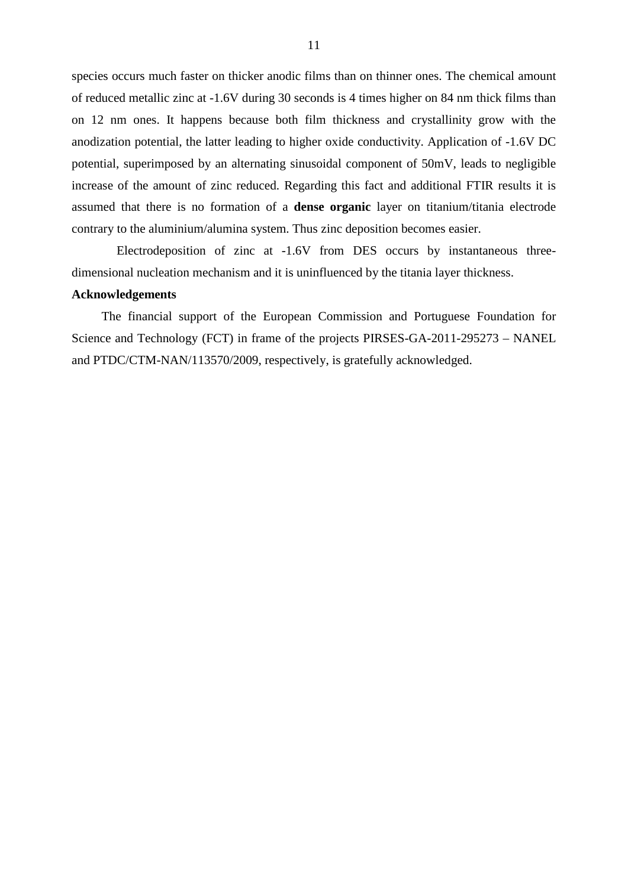species occurs much faster on thicker anodic films than on thinner ones. The chemical amount of reduced metallic zinc at -1.6V during 30 seconds is 4 times higher on 84 nm thick films than on 12 nm ones. It happens because both film thickness and crystallinity grow with the anodization potential, the latter leading to higher oxide conductivity. Application of -1.6V DC potential, superimposed by an alternating sinusoidal component of 50mV, leads to negligible increase of the amount of zinc reduced. Regarding this fact and additional FTIR results it is assumed that there is no formation of a **dense organic** layer on titanium/titania electrode contrary to the aluminium/alumina system. Thus zinc deposition becomes easier.

Electrodeposition of zinc at -1.6V from DES occurs by instantaneous three-dimensional nucleation mechanism and it is uninfluenced by the titania layer thickness.

**Acknowledgements**

The financial support of the European Commission and Portuguese Foundation for Science and Technology (FCT) in frame of the projects PIRSES-GA-2011-295273 – NANEL and PTDC/CTM-NAN/113570/2009, respectively, is gratefully acknowledged.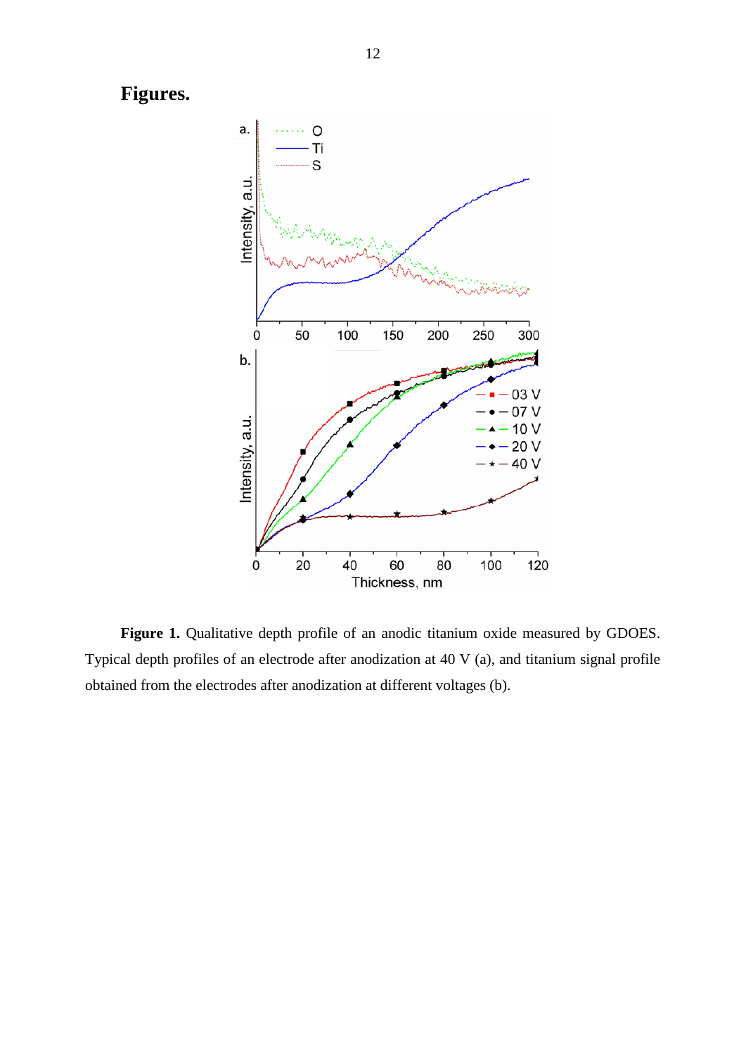# Figures.

**Figure 1.** Qualitative depth profile of an anodic titanium oxide measured by GDOES. Typical depth profiles of an electrode after anodization at 40 V (a), and titanium signal profile obtained from the electrodes after anodization at different voltages (b).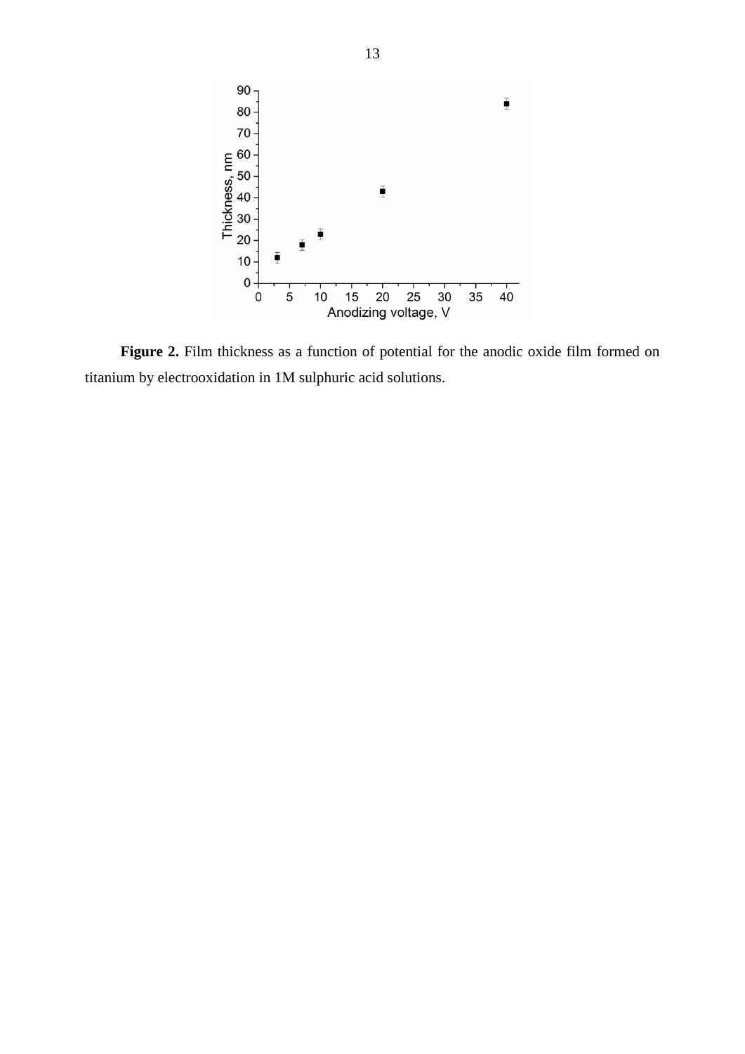**Figure 2.** Film thickness as a function of potential for the anodic oxide film formed on titanium by electrooxidation in 1M sulphuric acid solutions.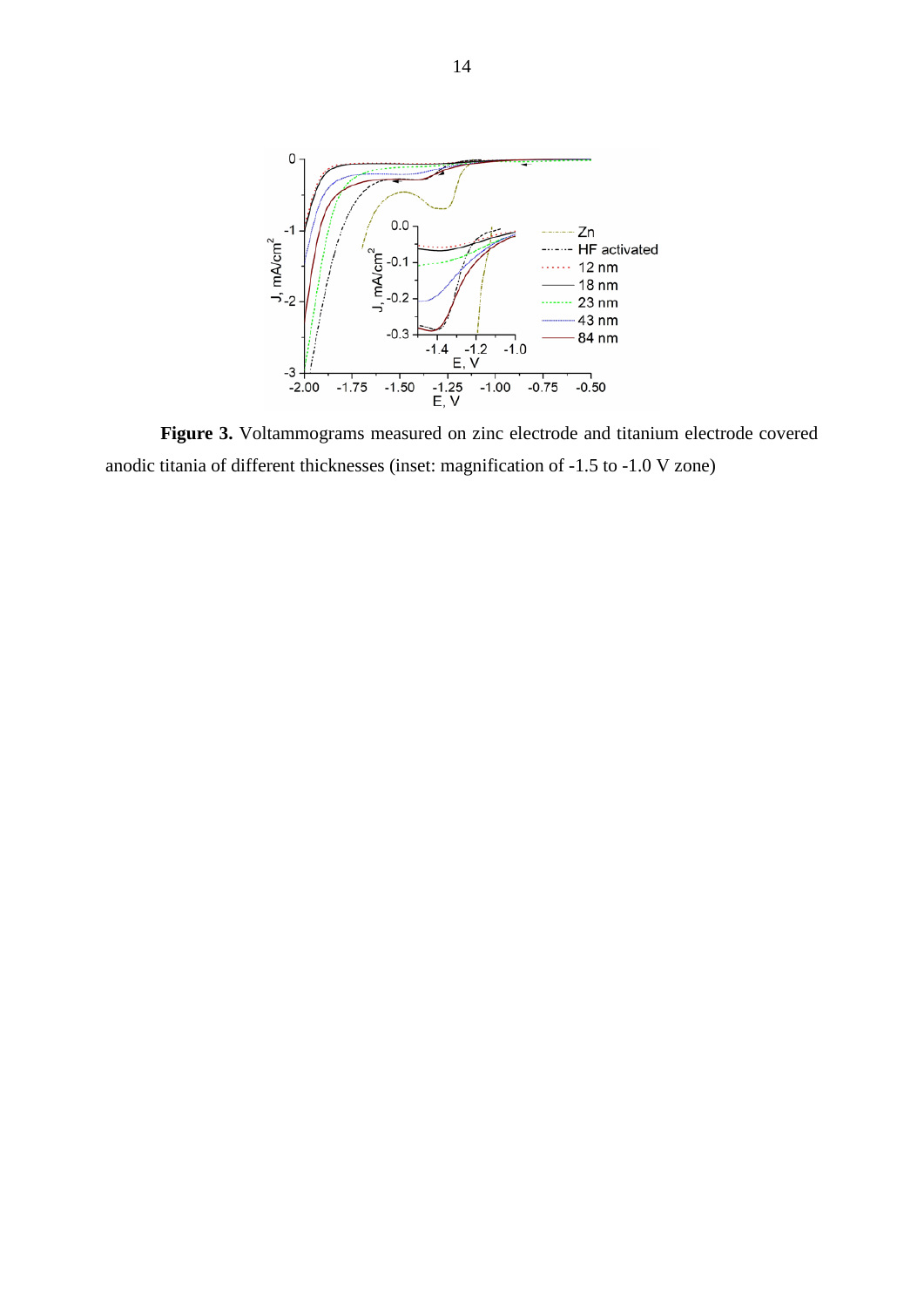**Figure 3.** Voltammograms measured on zinc electrode and titanium electrode covered anodic titania of different thicknesses (inset: magnification of -1.5 to -1.0 V zone)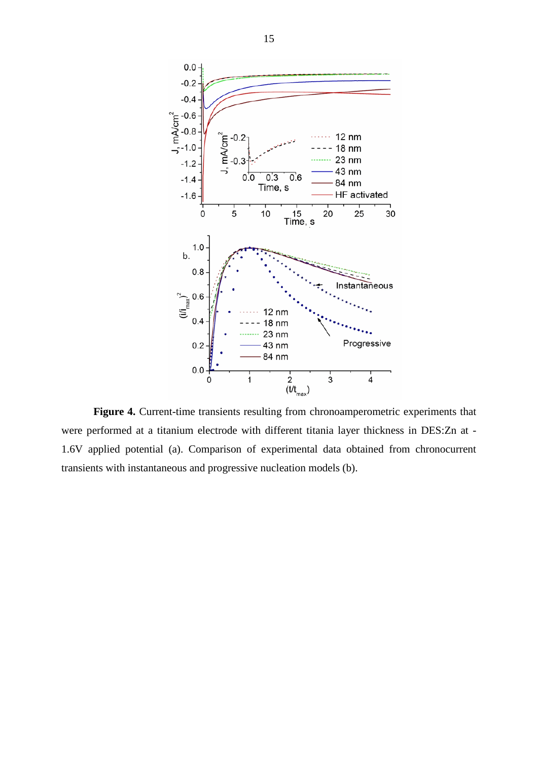**Figure 4.** Current-time transients resulting from chronoamperometric experiments that were performed at a titanium electrode with different titania layer thickness in DES:Zn at -1.6V applied potential (a). Comparison of experimental data obtained from chronocurrent transients with instantaneous and progressive nucleation models (b).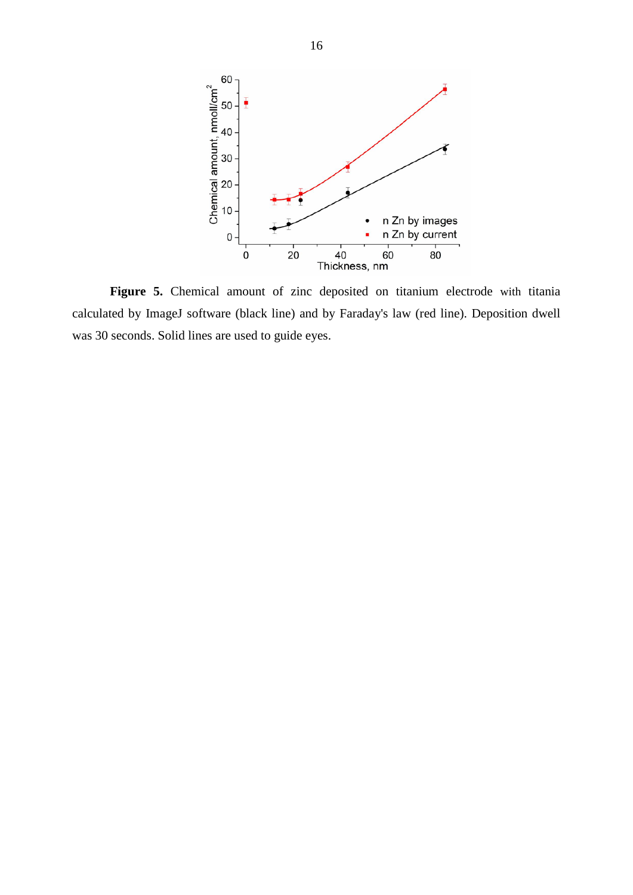**Figure 5.** Chemical amount of zinc deposited on titanium electrode with titania calculated by ImageJ software (black line) and by Faraday's law (red line). Deposition dwell was 30 seconds. Solid lines are used to guide eyes.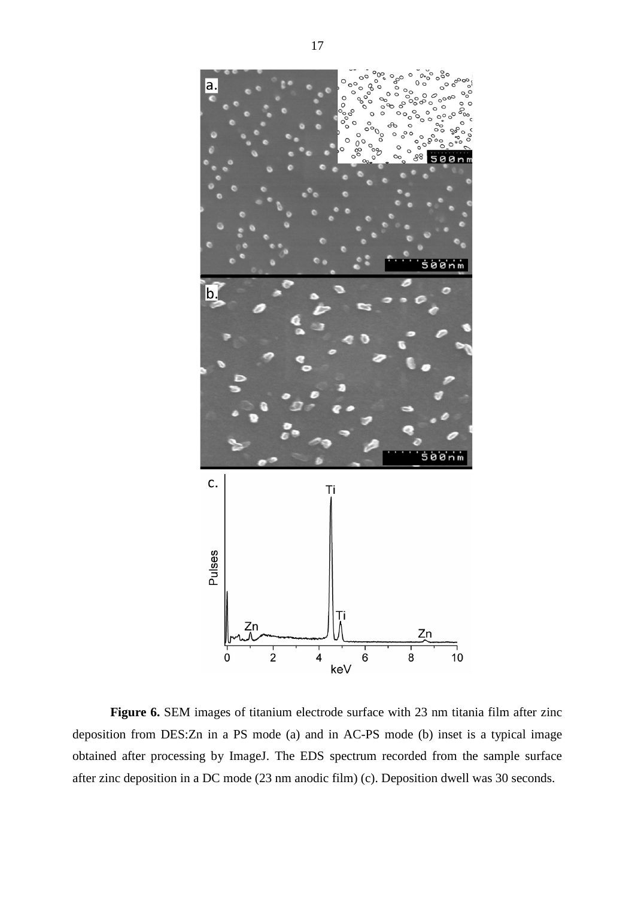**Figure 6.** SEM images of titanium electrode surface with 23 nm titania film after zinc deposition from DES:Zn in a PS mode (a) and in AC-PS mode (b) inset is a typical image obtained after processing by ImageJ. The EDS spectrum recorded from the sample surface after zinc deposition in a DC mode (23 nm anodic film) (c). Deposition dwell was 30 seconds.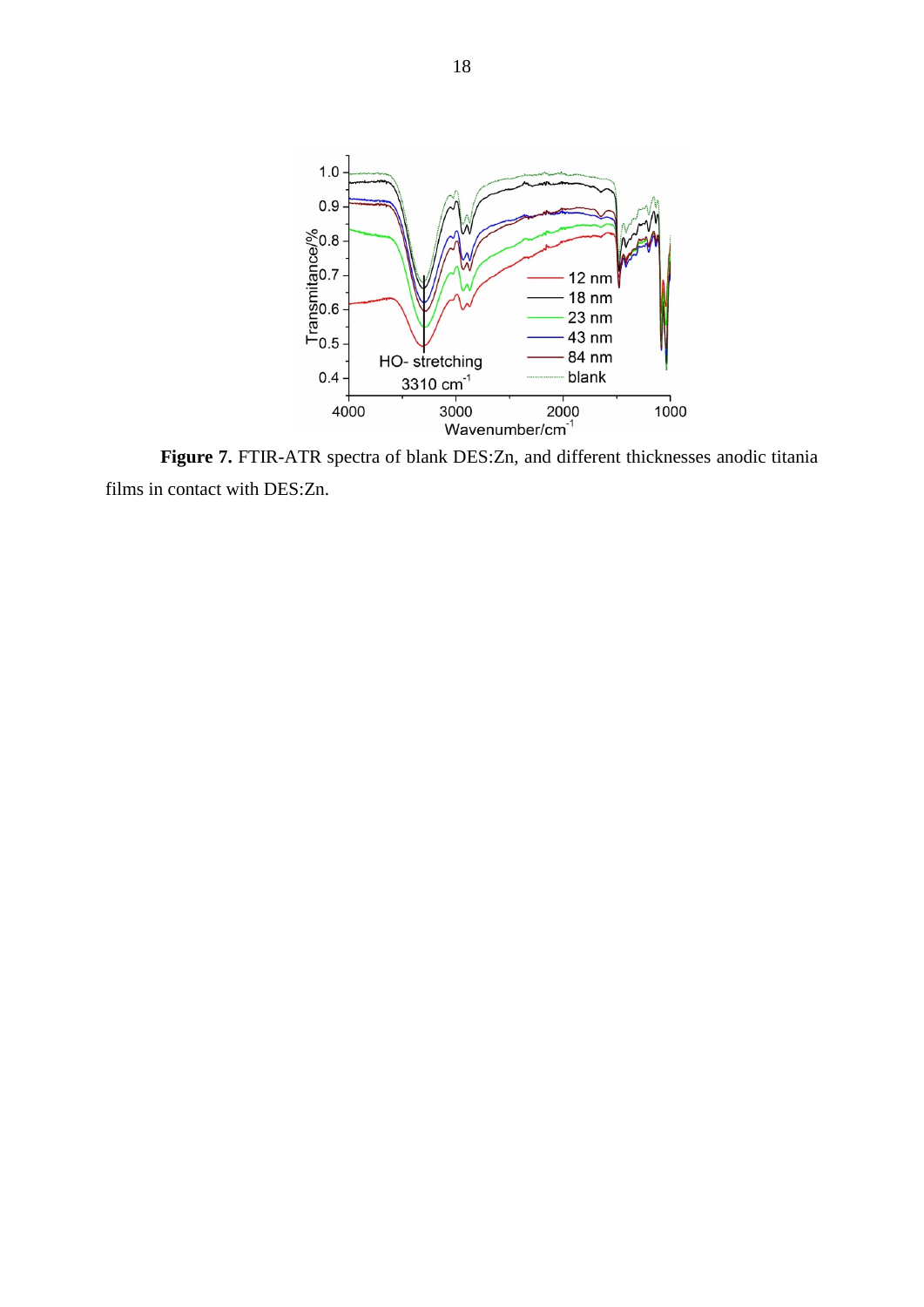**Figure 7.** FTIR-ATR spectra of blank DES:Zn, and different thicknesses anodic titania films in contact with DES:Zn.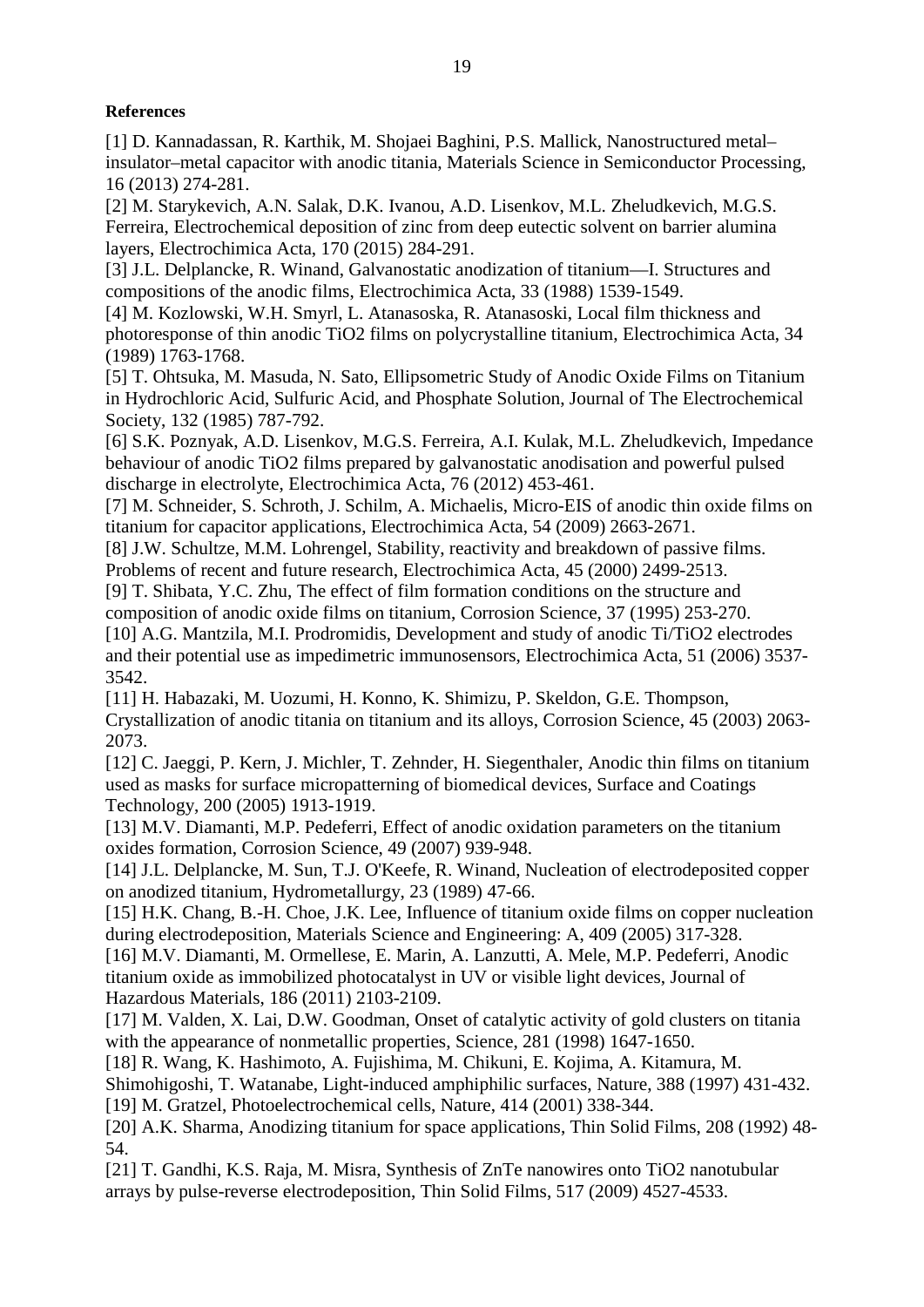**References**

[1] D. Kannadassan, R. Karthik, M. Shojaei Baghini, P.S. Mallick, Nanostructured metal–insulator–metal capacitor with anodic titania, Materials Science in Semiconductor Processing, 16 (2013) 274-281.

[2] M. Starykevich, A.N. Salak, D.K. Ivanou, A.D. Lisenkov, M.L. Zheludkevich, M.G.S. Ferreira, Electrochemical deposition of zinc from deep eutectic solvent on barrier alumina layers, Electrochimica Acta, 170 (2015) 284-291.

[3] J.L. Delplancke, R. Winand, Galvanostatic anodization of titanium—I. Structures and compositions of the anodic films, Electrochimica Acta, 33 (1988) 1539-1549.

[4] M. Kozlowski, W.H. Smyrl, L. Atanasoska, R. Atanasoski, Local film thickness and photoresponse of thin anodic TiO2 films on polycrystalline titanium, Electrochimica Acta, 34 (1989) 1763-1768.

[5] T. Ohtsuka, M. Masuda, N. Sato, Ellipsometric Study of Anodic Oxide Films on Titanium in Hydrochloric Acid, Sulfuric Acid, and Phosphate Solution, Journal of The Electrochemical Society, 132 (1985) 787-792.

[6] S.K. Poznyak, A.D. Lisenkov, M.G.S. Ferreira, A.I. Kulak, M.L. Zheludkevich, Impedance behaviour of anodic TiO2 films prepared by galvanostatic anodisation and powerful pulsed discharge in electrolyte, Electrochimica Acta, 76 (2012) 453-461.

[7] M. Schneider, S. Schroth, J. Schilm, A. Michaelis, Micro-EIS of anodic thin oxide films on titanium for capacitor applications, Electrochimica Acta, 54 (2009) 2663-2671.

[8] J.W. Schultze, M.M. Lohrengel, Stability, reactivity and breakdown of passive films. Problems of recent and future research, Electrochimica Acta, 45 (2000) 2499-2513.

[9] T. Shibata, Y.C. Zhu, The effect of film formation conditions on the structure and composition of anodic oxide films on titanium, Corrosion Science, 37 (1995) 253-270.

[10] A.G. Mantzila, M.I. Prodromidis, Development and study of anodic Ti/TiO2 electrodes and their potential use as impedimetric immunosensors, Electrochimica Acta, 51 (2006) 3537-3542.

[11] H. Habazaki, M. Uozumi, H. Konno, K. Shimizu, P. Skeldon, G.E. Thompson, Crystallization of anodic titania on titanium and its alloys, Corrosion Science, 45 (2003) 2063-2073.

[12] C. Jaeggi, P. Kern, J. Michler, T. Zehnder, H. Siegenthaler, Anodic thin films on titanium used as masks for surface micropatterning of biomedical devices, Surface and Coatings Technology, 200 (2005) 1913-1919.

[13] M.V. Diamanti, M.P. Pedeferri, Effect of anodic oxidation parameters on the titanium oxides formation, Corrosion Science, 49 (2007) 939-948.

[14] J.L. Delplancke, M. Sun, T.J. O'Keefe, R. Winand, Nucleation of electrodeposited copper on anodized titanium, Hydrometallurgy, 23 (1989) 47-66.

[15] H.K. Chang, B.-H. Choe, J.K. Lee, Influence of titanium oxide films on copper nucleation during electrodeposition, Materials Science and Engineering: A, 409 (2005) 317-328.

[16] M.V. Diamanti, M. Ormellese, E. Marin, A. Lanzutti, A. Mele, M.P. Pedeferri, Anodic titanium oxide as immobilized photocatalyst in UV or visible light devices, Journal of Hazardous Materials, 186 (2011) 2103-2109.

[17] M. Valden, X. Lai, D.W. Goodman, Onset of catalytic activity of gold clusters on titania with the appearance of nonmetallic properties, Science, 281 (1998) 1647-1650.

[18] R. Wang, K. Hashimoto, A. Fujishima, M. Chikuni, E. Kojima, A. Kitamura, M. Shimohigoshi, T. Watanabe, Light-induced amphiphilic surfaces, Nature, 388 (1997) 431-432.

[19] M. Gratzel, Photoelectrochemical cells, Nature, 414 (2001) 338-344.

[20] A.K. Sharma, Anodizing titanium for space applications, Thin Solid Films, 208 (1992) 48-54.

[21] T. Gandhi, K.S. Raja, M. Misra, Synthesis of ZnTe nanowires onto TiO2 nanotubular arrays by pulse-reverse electrodeposition, Thin Solid Films, 517 (2009) 4527-4533.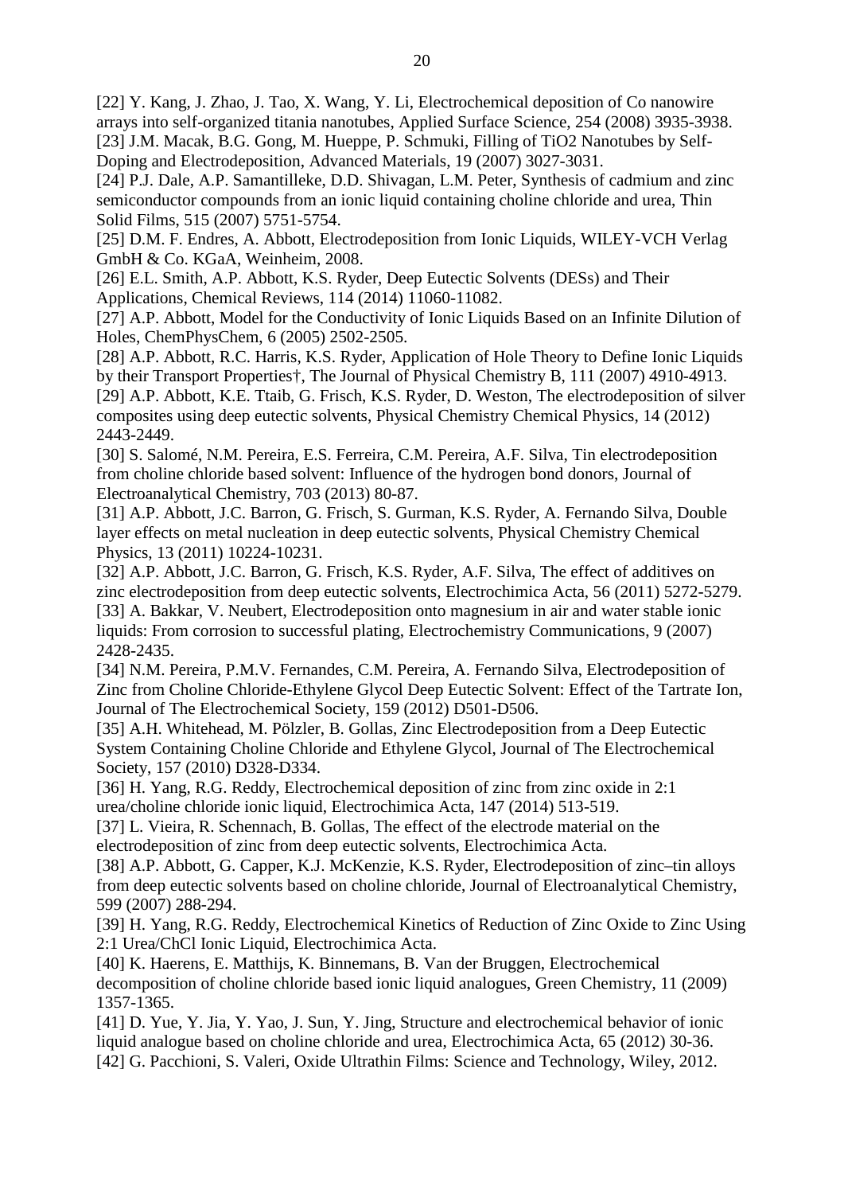[22] Y. Kang, J. Zhao, J. Tao, X. Wang, Y. Li, Electrochemical deposition of Co nanowire arrays into self-organized titania nanotubes, Applied Surface Science, 254 (2008) 3935-3938.

[23] J.M. Macak, B.G. Gong, M. Hueppe, P. Schmuki, Filling of TiO2 Nanotubes by Self-Doping and Electrodeposition, Advanced Materials, 19 (2007) 3027-3031.

[24] P.J. Dale, A.P. Samantilleke, D.D. Shivagan, L.M. Peter, Synthesis of cadmium and zinc semiconductor compounds from an ionic liquid containing choline chloride and urea, Thin Solid Films, 515 (2007) 5751-5754.

[25] D.M. F. Endres, A. Abbott, Electrodeposition from Ionic Liquids, WILEY-VCH Verlag GmbH & Co. KGaA, Weinheim, 2008.

[26] E.L. Smith, A.P. Abbott, K.S. Ryder, Deep Eutectic Solvents (DESs) and Their Applications, Chemical Reviews, 114 (2014) 11060-11082.

[27] A.P. Abbott, Model for the Conductivity of Ionic Liquids Based on an Infinite Dilution of Holes, ChemPhysChem, 6 (2005) 2502-2505.

[28] A.P. Abbott, R.C. Harris, K.S. Ryder, Application of Hole Theory to Define Ionic Liquids by their Transport Properties†, The Journal of Physical Chemistry B, 111 (2007) 4910-4913.

[29] A.P. Abbott, K.E. Ttaib, G. Frisch, K.S. Ryder, D. Weston, The electrodeposition of silver composites using deep eutectic solvents, Physical Chemistry Chemical Physics, 14 (2012) 2443-2449.

[30] S. Salomé, N.M. Pereira, E.S. Ferreira, C.M. Pereira, A.F. Silva, Tin electrodeposition from choline chloride based solvent: Influence of the hydrogen bond donors, Journal of Electroanalytical Chemistry, 703 (2013) 80-87.

[31] A.P. Abbott, J.C. Barron, G. Frisch, S. Gurman, K.S. Ryder, A. Fernando Silva, Double layer effects on metal nucleation in deep eutectic solvents, Physical Chemistry Chemical Physics, 13 (2011) 10224-10231.

[32] A.P. Abbott, J.C. Barron, G. Frisch, K.S. Ryder, A.F. Silva, The effect of additives on zinc electrodeposition from deep eutectic solvents, Electrochimica Acta, 56 (2011) 5272-5279.

[33] A. Bakkar, V. Neubert, Electrodeposition onto magnesium in air and water stable ionic liquids: From corrosion to successful plating, Electrochemistry Communications, 9 (2007) 2428-2435.

[34] N.M. Pereira, P.M.V. Fernandes, C.M. Pereira, A. Fernando Silva, Electrodeposition of Zinc from Choline Chloride-Ethylene Glycol Deep Eutectic Solvent: Effect of the Tartrate Ion, Journal of The Electrochemical Society, 159 (2012) D501-D506.

[35] A.H. Whitehead, M. Pölzler, B. Gollas, Zinc Electrodeposition from a Deep Eutectic System Containing Choline Chloride and Ethylene Glycol, Journal of The Electrochemical Society, 157 (2010) D328-D334.

[36] H. Yang, R.G. Reddy, Electrochemical deposition of zinc from zinc oxide in 2:1 urea/choline chloride ionic liquid, Electrochimica Acta, 147 (2014) 513-519.

[37] L. Vieira, R. Schennach, B. Gollas, The effect of the electrode material on the electrodeposition of zinc from deep eutectic solvents, Electrochimica Acta.

[38] A.P. Abbott, G. Capper, K.J. McKenzie, K.S. Ryder, Electrodeposition of zinc–tin alloys from deep eutectic solvents based on choline chloride, Journal of Electroanalytical Chemistry, 599 (2007) 288-294.

[39] H. Yang, R.G. Reddy, Electrochemical Kinetics of Reduction of Zinc Oxide to Zinc Using 2:1 Urea/ChCl Ionic Liquid, Electrochimica Acta.

[40] K. Haerens, E. Matthijs, K. Binnemans, B. Van der Bruggen, Electrochemical decomposition of choline chloride based ionic liquid analogues, Green Chemistry, 11 (2009) 1357-1365.

[41] D. Yue, Y. Jia, Y. Yao, J. Sun, Y. Jing, Structure and electrochemical behavior of ionic liquid analogue based on choline chloride and urea, Electrochimica Acta, 65 (2012) 30-36.

[42] G. Pacchioni, S. Valeri, Oxide Ultrathin Films: Science and Technology, Wiley, 2012.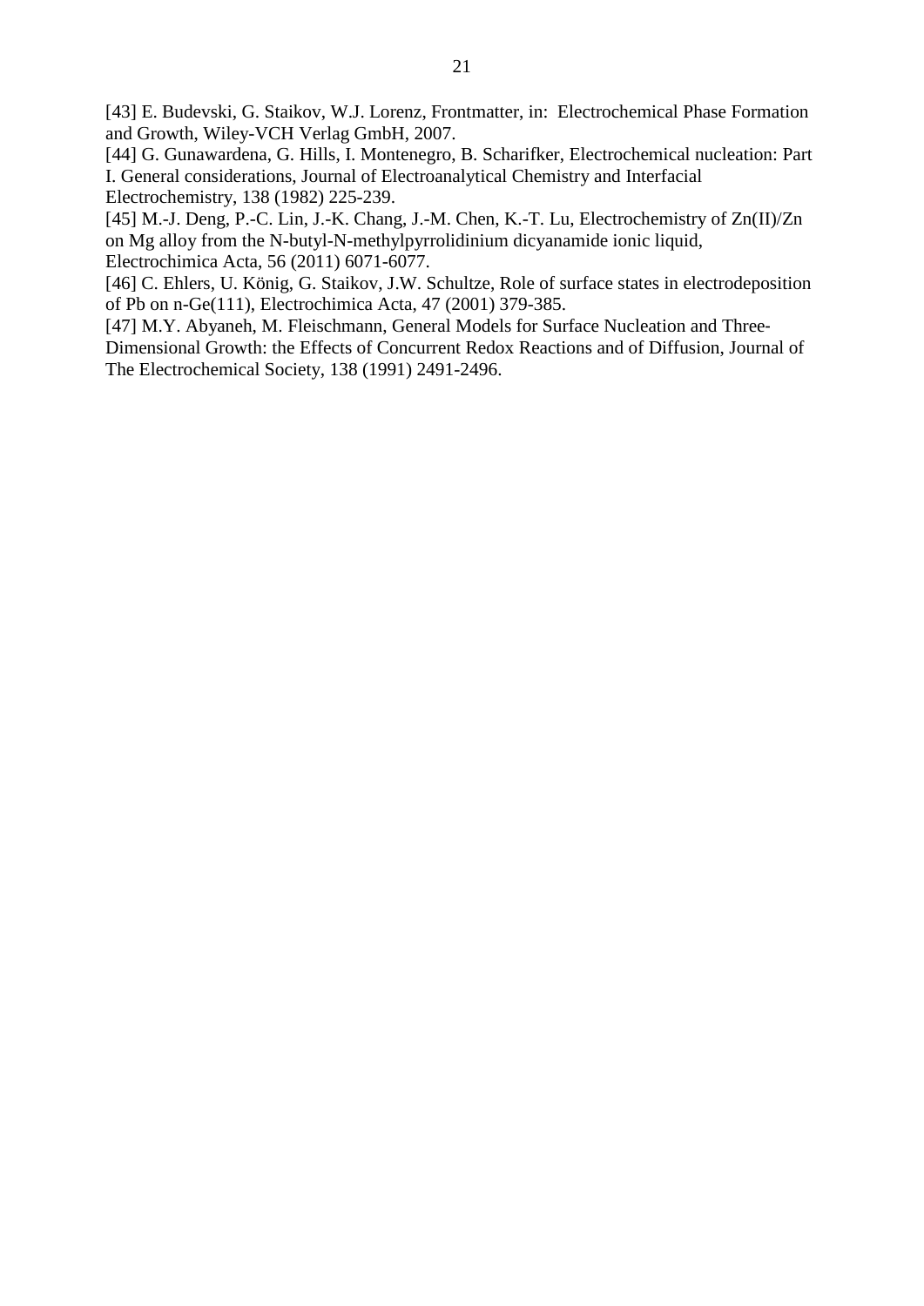[43] E. Budevski, G. Staikov, W.J. Lorenz, Frontmatter, in: Electrochemical Phase Formation and Growth, Wiley-VCH Verlag GmbH, 2007.

[44] G. Gunawardena, G. Hills, I. Montenegro, B. Scharifker, Electrochemical nucleation: Part I. General considerations, Journal of Electroanalytical Chemistry and Interfacial Electrochemistry, 138 (1982) 225-239.

[45] M.-J. Deng, P.-C. Lin, J.-K. Chang, J.-M. Chen, K.-T. Lu, Electrochemistry of Zn(II)/Zn on Mg alloy from the N-butyl-N-methylpyrrolidinium dicyanamide ionic liquid, Electrochimica Acta, 56 (2011) 6071-6077.

[46] C. Ehlers, U. König, G. Staikov, J.W. Schultze, Role of surface states in electrodeposition of Pb on n-Ge(111), Electrochimica Acta, 47 (2001) 379-385.

[47] M.Y. Abyaneh, M. Fleischmann, General Models for Surface Nucleation and Three-Dimensional Growth: the Effects of Concurrent Redox Reactions and of Diffusion, Journal of The Electrochemical Society, 138 (1991) 2491-2496.